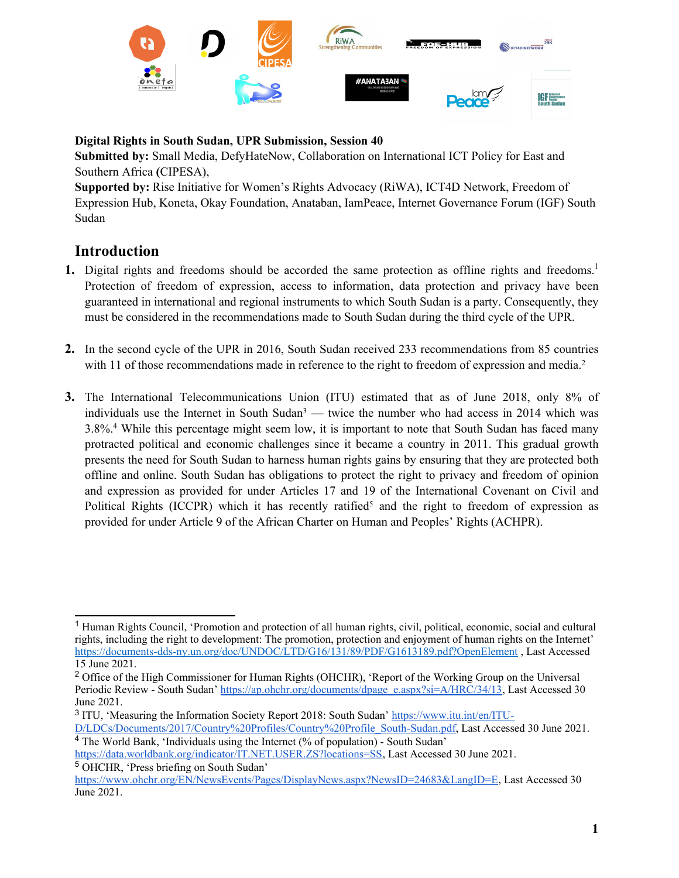**Digital Rights in South Sudan, UPR Submission, Session 40**

**Submitted by:** Small Media, DefyHateNow, Collaboration on International ICT Policy for East and Southern Africa **(**CIPESA),

**Supported by:** Rise Initiative for Women's Rights Advocacy (RiWA), ICT4D Network, Freedom of Expression Hub, Koneta, Okay Foundation, Anataban, IamPeace, Internet Governance Forum (IGF) South Sudan

## Introduction

1. Digital rights and freedoms should be accorded the same protection as offline rights and freedoms.[1] Protection of freedom of expression, access to information, data protection and privacy have been guaranteed in international and regional instruments to which South Sudan is a party. Consequently, they must be considered in the recommendations made to South Sudan during the third cycle of the UPR.

2. In the second cycle of the UPR in 2016, South Sudan received 233 recommendations from 85 countries with 11 of those recommendations made in reference to the right to freedom of expression and media.[2]

3. The International Telecommunications Union (ITU) estimated that as of June 2018, only 8% of individuals use the Internet in South Sudan[3] — twice the number who had access in 2014 which was 3.8%.[4] While this percentage might seem low, it is important to note that South Sudan has faced many protracted political and economic challenges since it became a country in 2011. This gradual growth presents the need for South Sudan to harness human rights gains by ensuring that they are protected both offline and online. South Sudan has obligations to protect the right to privacy and freedom of opinion and expression as provided for under Articles 17 and 19 of the International Covenant on Civil and Political Rights (ICCPR) which it has recently ratified[5] and the right to freedom of expression as provided for under Article 9 of the African Charter on Human and Peoples' Rights (ACHPR).

---

[1] Human Rights Council, 'Promotion and protection of all human rights, civil, political, economic, social and cultural rights, including the right to development: The promotion, protection and enjoyment of human rights on the Internet' https://documents-dds-ny.un.org/doc/UNDOC/LTD/G16/131/89/PDF/G1613189.pdf?OpenElement , Last Accessed 15 June 2021.

[2] Office of the High Commissioner for Human Rights (OHCHR), 'Report of the Working Group on the Universal Periodic Review - South Sudan' https://ap.ohchr.org/documents/dpage_e.aspx?si=A/HRC/34/13, Last Accessed 30 June 2021.

[3] ITU, 'Measuring the Information Society Report 2018: South Sudan' https://www.itu.int/en/ITU-D/LDCs/Documents/2017/Country%20Profiles/Country%20Profile_South-Sudan.pdf, Last Accessed 30 June 2021.

[4] The World Bank, 'Individuals using the Internet (% of population) - South Sudan' https://data.worldbank.org/indicator/IT.NET.USER.ZS?locations=SS, Last Accessed 30 June 2021.

[5] OHCHR, 'Press briefing on South Sudan' https://www.ohchr.org/EN/NewsEvents/Pages/DisplayNews.aspx?NewsID=24683&LangID=E, Last Accessed 30 June 2021.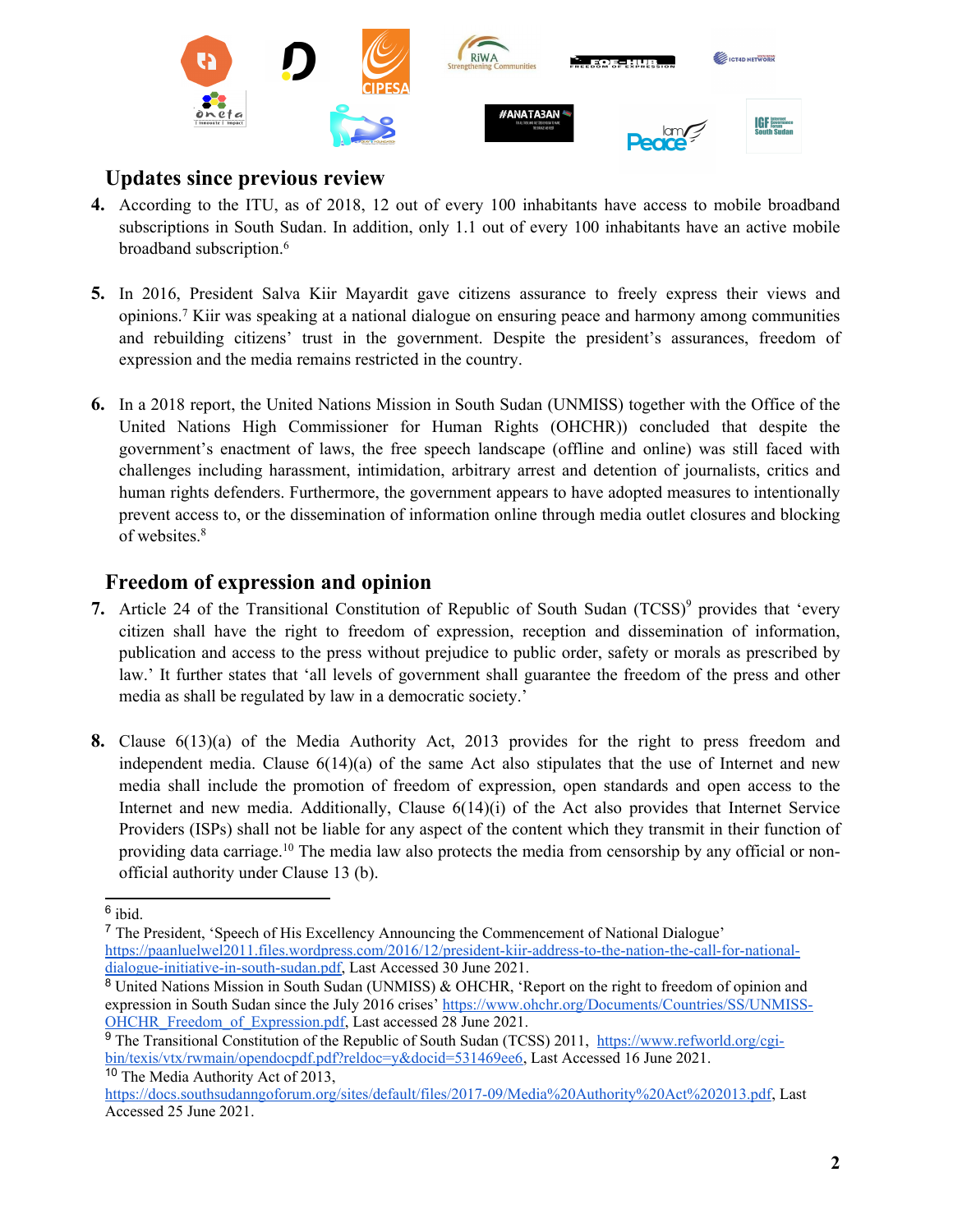## Updates since previous review

4. According to the ITU, as of 2018, 12 out of every 100 inhabitants have access to mobile broadband subscriptions in South Sudan. In addition, only 1.1 out of every 100 inhabitants have an active mobile broadband subscription.[6]

5. In 2016, President Salva Kiir Mayardit gave citizens assurance to freely express their views and opinions.[7] Kiir was speaking at a national dialogue on ensuring peace and harmony among communities and rebuilding citizens' trust in the government. Despite the president's assurances, freedom of expression and the media remains restricted in the country.

6. In a 2018 report, the United Nations Mission in South Sudan (UNMISS) together with the Office of the United Nations High Commissioner for Human Rights (OHCHR)) concluded that despite the government's enactment of laws, the free speech landscape (offline and online) was still faced with challenges including harassment, intimidation, arbitrary arrest and detention of journalists, critics and human rights defenders. Furthermore, the government appears to have adopted measures to intentionally prevent access to, or the dissemination of information online through media outlet closures and blocking of websites.[8]

## Freedom of expression and opinion

7. Article 24 of the Transitional Constitution of Republic of South Sudan (TCSS)[9] provides that 'every citizen shall have the right to freedom of expression, reception and dissemination of information, publication and access to the press without prejudice to public order, safety or morals as prescribed by law.' It further states that 'all levels of government shall guarantee the freedom of the press and other media as shall be regulated by law in a democratic society.'

8. Clause 6(13)(a) of the Media Authority Act, 2013 provides for the right to press freedom and independent media. Clause 6(14)(a) of the same Act also stipulates that the use of Internet and new media shall include the promotion of freedom of expression, open standards and open access to the Internet and new media. Additionally, Clause 6(14)(i) of the Act also provides that Internet Service Providers (ISPs) shall not be liable for any aspect of the content which they transmit in their function of providing data carriage.[10] The media law also protects the media from censorship by any official or non-official authority under Clause 13 (b).

---

[6] ibid.

[7] The President, 'Speech of His Excellency Announcing the Commencement of National Dialogue' https://paanluelwel2011.files.wordpress.com/2016/12/president-kiir-address-to-the-nation-the-call-for-national-dialogue-initiative-in-south-sudan.pdf, Last Accessed 30 June 2021.

[8] United Nations Mission in South Sudan (UNMISS) & OHCHR, 'Report on the right to freedom of opinion and expression in South Sudan since the July 2016 crises' https://www.ohchr.org/Documents/Countries/SS/UNMISS-OHCHR_Freedom_of_Expression.pdf, Last accessed 28 June 2021.

[9] The Transitional Constitution of the Republic of South Sudan (TCSS) 2011, https://www.refworld.org/cgi-bin/texis/vtx/rwmain/opendocpdf.pdf?reldoc=y&docid=531469ee6, Last Accessed 16 June 2021.

[10] The Media Authority Act of 2013, https://docs.southsudanngoforum.org/sites/default/files/2017-09/Media%20Authority%20Act%202013.pdf, Last Accessed 25 June 2021.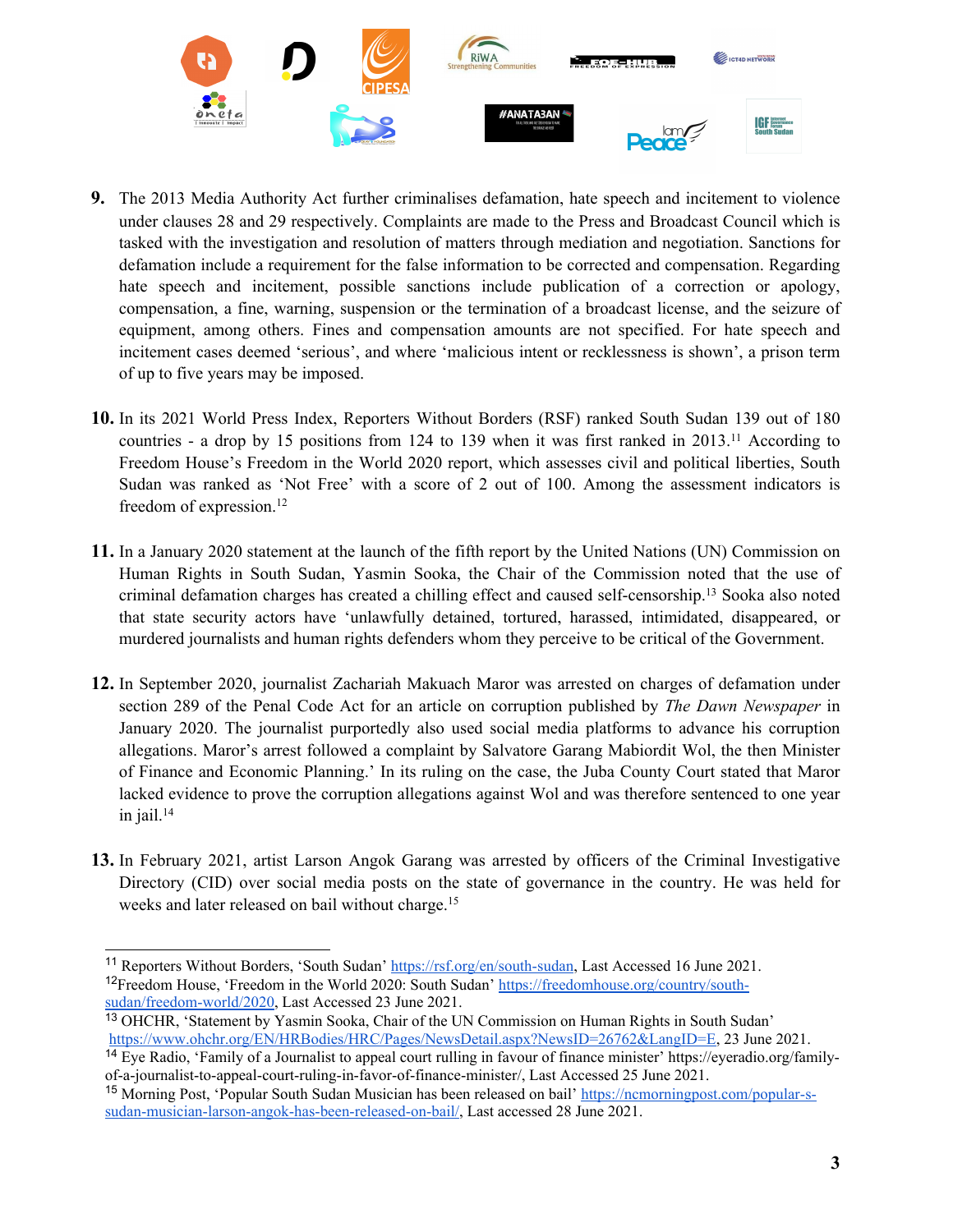9. The 2013 Media Authority Act further criminalises defamation, hate speech and incitement to violence under clauses 28 and 29 respectively. Complaints are made to the Press and Broadcast Council which is tasked with the investigation and resolution of matters through mediation and negotiation. Sanctions for defamation include a requirement for the false information to be corrected and compensation. Regarding hate speech and incitement, possible sanctions include publication of a correction or apology, compensation, a fine, warning, suspension or the termination of a broadcast license, and the seizure of equipment, among others. Fines and compensation amounts are not specified. For hate speech and incitement cases deemed 'serious', and where 'malicious intent or recklessness is shown', a prison term of up to five years may be imposed.

10. In its 2021 World Press Index, Reporters Without Borders (RSF) ranked South Sudan 139 out of 180 countries - a drop by 15 positions from 124 to 139 when it was first ranked in 2013.[11] According to Freedom House's Freedom in the World 2020 report, which assesses civil and political liberties, South Sudan was ranked as 'Not Free' with a score of 2 out of 100. Among the assessment indicators is freedom of expression.[12]

11. In a January 2020 statement at the launch of the fifth report by the United Nations (UN) Commission on Human Rights in South Sudan, Yasmin Sooka, the Chair of the Commission noted that the use of criminal defamation charges has created a chilling effect and caused self-censorship.[13] Sooka also noted that state security actors have 'unlawfully detained, tortured, harassed, intimidated, disappeared, or murdered journalists and human rights defenders whom they perceive to be critical of the Government.

12. In September 2020, journalist Zachariah Makuach Maror was arrested on charges of defamation under section 289 of the Penal Code Act for an article on corruption published by *The Dawn Newspaper* in January 2020. The journalist purportedly also used social media platforms to advance his corruption allegations. Maror's arrest followed a complaint by Salvatore Garang Mabiordit Wol, the then Minister of Finance and Economic Planning.' In its ruling on the case, the Juba County Court stated that Maror lacked evidence to prove the corruption allegations against Wol and was therefore sentenced to one year in jail.[14]

13. In February 2021, artist Larson Angok Garang was arrested by officers of the Criminal Investigative Directory (CID) over social media posts on the state of governance in the country. He was held for weeks and later released on bail without charge.[15]

---

[11] Reporters Without Borders, 'South Sudan' https://rsf.org/en/south-sudan, Last Accessed 16 June 2021.

[12] Freedom House, 'Freedom in the World 2020: South Sudan' https://freedomhouse.org/country/south-sudan/freedom-world/2020, Last Accessed 23 June 2021.

[13] OHCHR, 'Statement by Yasmin Sooka, Chair of the UN Commission on Human Rights in South Sudan' https://www.ohchr.org/EN/HRBodies/HRC/Pages/NewsDetail.aspx?NewsID=26762&LangID=E, 23 June 2021.

[14] Eye Radio, 'Family of a Journalist to appeal court rulling in favour of finance minister' https://eyeradio.org/family-of-a-journalist-to-appeal-court-ruling-in-favor-of-finance-minister/, Last Accessed 25 June 2021.

[15] Morning Post, 'Popular South Sudan Musician has been released on bail' https://ncmorningpost.com/popular-s-sudan-musician-larson-angok-has-been-released-on-bail/, Last accessed 28 June 2021.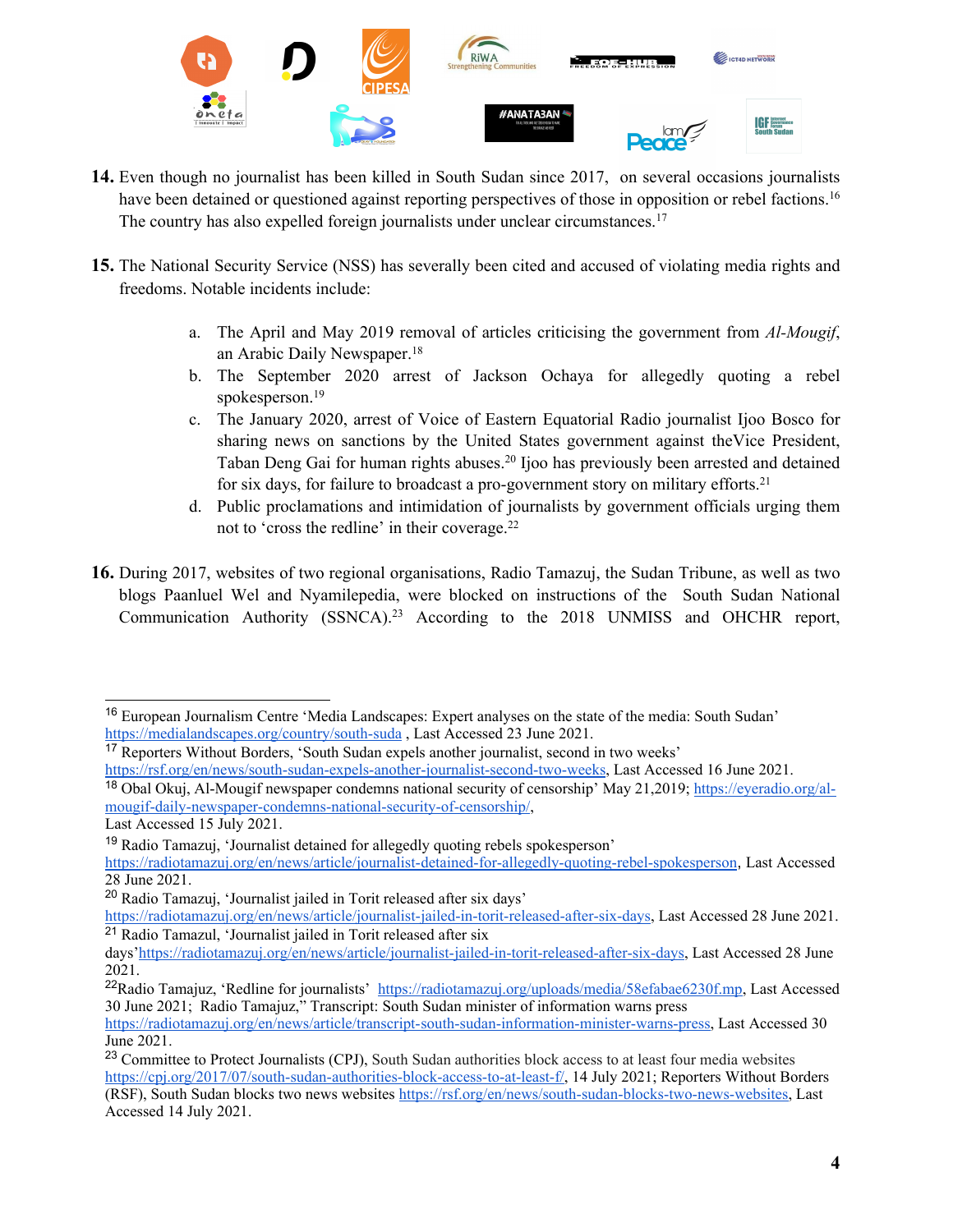**14.** Even though no journalist has been killed in South Sudan since 2017, on several occasions journalists have been detained or questioned against reporting perspectives of those in opposition or rebel factions.[16] The country has also expelled foreign journalists under unclear circumstances.[17]

**15.** The National Security Service (NSS) has severally been cited and accused of violating media rights and freedoms. Notable incidents include:

a. The April and May 2019 removal of articles criticising the government from *Al-Mougif*, an Arabic Daily Newspaper.[18]

b. The September 2020 arrest of Jackson Ochaya for allegedly quoting a rebel spokesperson.[19]

c. The January 2020, arrest of Voice of Eastern Equatorial Radio journalist Ijoo Bosco for sharing news on sanctions by the United States government against theVice President, Taban Deng Gai for human rights abuses.[20] Ijoo has previously been arrested and detained for six days, for failure to broadcast a pro-government story on military efforts.[21]

d. Public proclamations and intimidation of journalists by government officials urging them not to 'cross the redline' in their coverage.[22]

**16.** During 2017, websites of two regional organisations, Radio Tamazuj, the Sudan Tribune, as well as two blogs Paanluel Wel and Nyamilepedia, were blocked on instructions of the South Sudan National Communication Authority (SSNCA).[23] According to the 2018 UNMISS and OHCHR report,

---

[16] European Journalism Centre 'Media Landscapes: Expert analyses on the state of the media: South Sudan' https://medialandscapes.org/country/south-suda , Last Accessed 23 June 2021.

[17] Reporters Without Borders, 'South Sudan expels another journalist, second in two weeks' https://rsf.org/en/news/south-sudan-expels-another-journalist-second-two-weeks, Last Accessed 16 June 2021.

[18] Obal Okuj, Al-Mougif newspaper condemns national security of censorship' May 21,2019; https://eyeradio.org/al-mougif-daily-newspaper-condemns-national-security-of-censorship/, Last Accessed 15 July 2021.

[19] Radio Tamazuj, 'Journalist detained for allegedly quoting rebels spokesperson' https://radiotamazuj.org/en/news/article/journalist-detained-for-allegedly-quoting-rebel-spokesperson, Last Accessed 28 June 2021.

[20] Radio Tamazuj, 'Journalist jailed in Torit released after six days' https://radiotamazuj.org/en/news/article/journalist-jailed-in-torit-released-after-six-days, Last Accessed 28 June 2021.

[21] Radio Tamazul, 'Journalist jailed in Torit released after six days'https://radiotamazuj.org/en/news/article/journalist-jailed-in-torit-released-after-six-days, Last Accessed 28 June 2021.

[22] Radio Tamajuz, 'Redline for journalists' https://radiotamazuj.org/uploads/media/58efabae6230f.mp, Last Accessed 30 June 2021; Radio Tamajuz," Transcript: South Sudan minister of information warns press https://radiotamazuj.org/en/news/article/transcript-south-sudan-information-minister-warns-press, Last Accessed 30 June 2021.

[23] Committee to Protect Journalists (CPJ), South Sudan authorities block access to at least four media websites https://cpj.org/2017/07/south-sudan-authorities-block-access-to-at-least-f/, 14 July 2021; Reporters Without Borders (RSF), South Sudan blocks two news websites https://rsf.org/en/news/south-sudan-blocks-two-news-websites, Last Accessed 14 July 2021.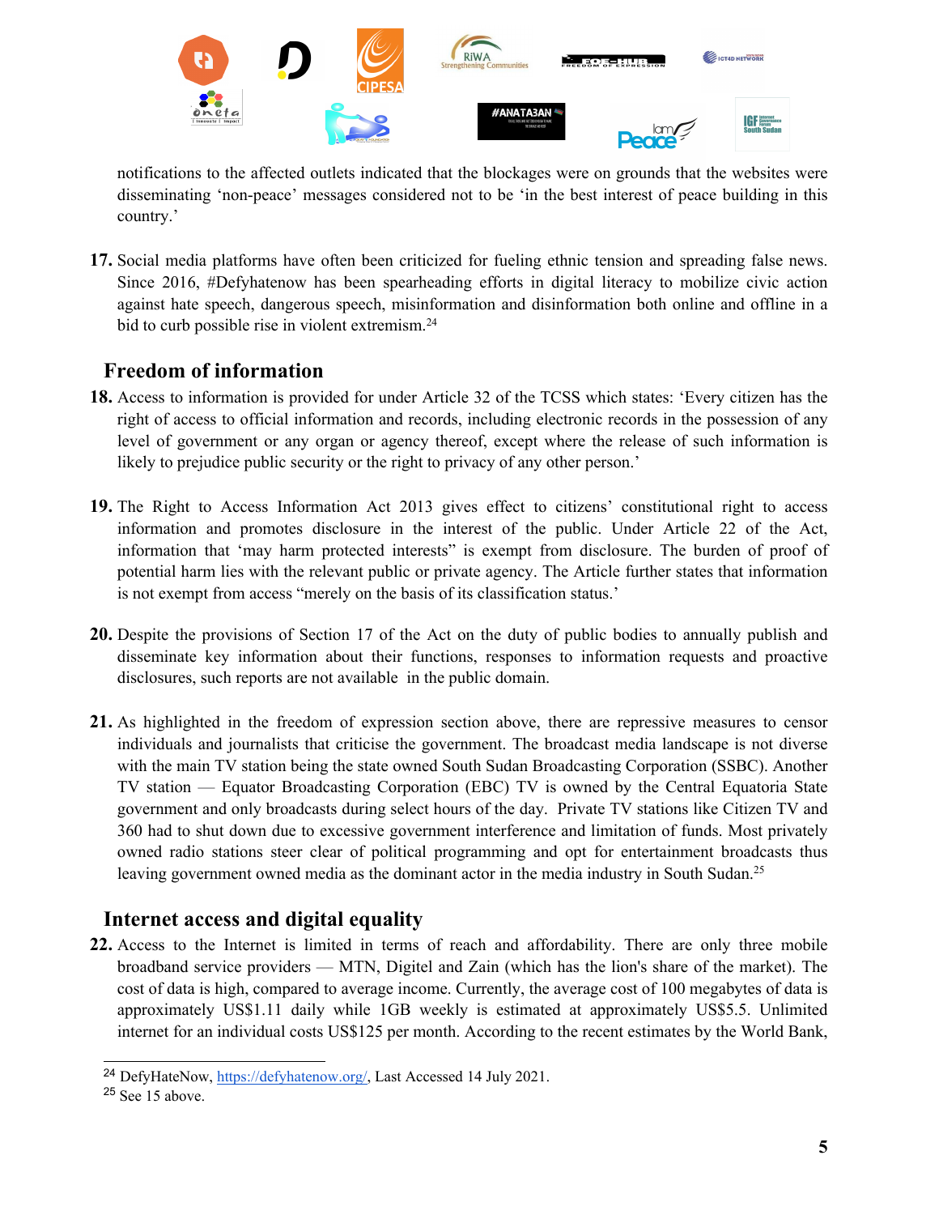notifications to the affected outlets indicated that the blockages were on grounds that the websites were disseminating 'non-peace' messages considered not to be 'in the best interest of peace building in this country.'

**17.** Social media platforms have often been criticized for fueling ethnic tension and spreading false news. Since 2016, #Defyhatenow has been spearheading efforts in digital literacy to mobilize civic action against hate speech, dangerous speech, misinformation and disinformation both online and offline in a bid to curb possible rise in violent extremism.[24]

## Freedom of information

**18.** Access to information is provided for under Article 32 of the TCSS which states: 'Every citizen has the right of access to official information and records, including electronic records in the possession of any level of government or any organ or agency thereof, except where the release of such information is likely to prejudice public security or the right to privacy of any other person.'

**19.** The Right to Access Information Act 2013 gives effect to citizens' constitutional right to access information and promotes disclosure in the interest of the public. Under Article 22 of the Act, information that 'may harm protected interests" is exempt from disclosure. The burden of proof of potential harm lies with the relevant public or private agency. The Article further states that information is not exempt from access "merely on the basis of its classification status.'

**20.** Despite the provisions of Section 17 of the Act on the duty of public bodies to annually publish and disseminate key information about their functions, responses to information requests and proactive disclosures, such reports are not available in the public domain.

**21.** As highlighted in the freedom of expression section above, there are repressive measures to censor individuals and journalists that criticise the government. The broadcast media landscape is not diverse with the main TV station being the state owned South Sudan Broadcasting Corporation (SSBC). Another TV station — Equator Broadcasting Corporation (EBC) TV is owned by the Central Equatoria State government and only broadcasts during select hours of the day. Private TV stations like Citizen TV and 360 had to shut down due to excessive government interference and limitation of funds. Most privately owned radio stations steer clear of political programming and opt for entertainment broadcasts thus leaving government owned media as the dominant actor in the media industry in South Sudan.[25]

## Internet access and digital equality

**22.** Access to the Internet is limited in terms of reach and affordability. There are only three mobile broadband service providers — MTN, Digitel and Zain (which has the lion's share of the market). The cost of data is high, compared to average income. Currently, the average cost of 100 megabytes of data is approximately US$1.11 daily while 1GB weekly is estimated at approximately US$5.5. Unlimited internet for an individual costs US$125 per month. According to the recent estimates by the World Bank,

---

[24] DefyHateNow, https://defyhatenow.org/, Last Accessed 14 July 2021.

[25] See 15 above.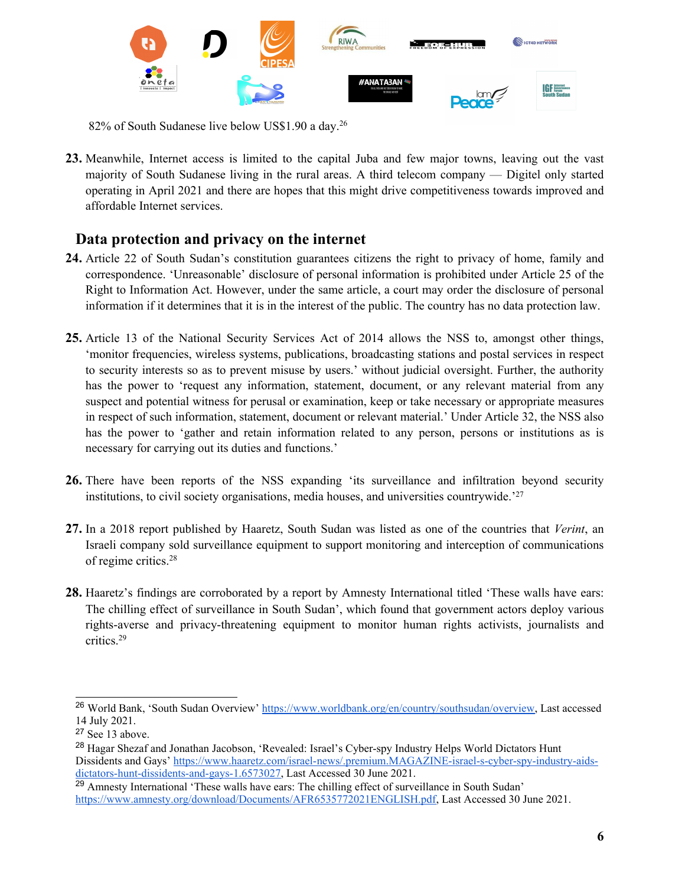82% of South Sudanese live below US$1.90 a day.[26]

**23.** Meanwhile, Internet access is limited to the capital Juba and few major towns, leaving out the vast majority of South Sudanese living in the rural areas. A third telecom company — Digitel only started operating in April 2021 and there are hopes that this might drive competitiveness towards improved and affordable Internet services.

## Data protection and privacy on the internet

**24.** Article 22 of South Sudan's constitution guarantees citizens the right to privacy of home, family and correspondence. 'Unreasonable' disclosure of personal information is prohibited under Article 25 of the Right to Information Act. However, under the same article, a court may order the disclosure of personal information if it determines that it is in the interest of the public. The country has no data protection law.

**25.** Article 13 of the National Security Services Act of 2014 allows the NSS to, amongst other things, 'monitor frequencies, wireless systems, publications, broadcasting stations and postal services in respect to security interests so as to prevent misuse by users.' without judicial oversight. Further, the authority has the power to 'request any information, statement, document, or any relevant material from any suspect and potential witness for perusal or examination, keep or take necessary or appropriate measures in respect of such information, statement, document or relevant material.' Under Article 32, the NSS also has the power to 'gather and retain information related to any person, persons or institutions as is necessary for carrying out its duties and functions.'

**26.** There have been reports of the NSS expanding 'its surveillance and infiltration beyond security institutions, to civil society organisations, media houses, and universities countrywide.'[27]

**27.** In a 2018 report published by Haaretz, South Sudan was listed as one of the countries that *Verint*, an Israeli company sold surveillance equipment to support monitoring and interception of communications of regime critics.[28]

**28.** Haaretz's findings are corroborated by a report by Amnesty International titled 'These walls have ears: The chilling effect of surveillance in South Sudan', which found that government actors deploy various rights-averse and privacy-threatening equipment to monitor human rights activists, journalists and critics.[29]

---

[26] World Bank, 'South Sudan Overview' https://www.worldbank.org/en/country/southsudan/overview, Last accessed 14 July 2021.

[27] See 13 above.

[28] Hagar Shezaf and Jonathan Jacobson, 'Revealed: Israel's Cyber-spy Industry Helps World Dictators Hunt Dissidents and Gays' https://www.haaretz.com/israel-news/.premium.MAGAZINE-israel-s-cyber-spy-industry-aids-dictators-hunt-dissidents-and-gays-1.6573027, Last Accessed 30 June 2021.

[29] Amnesty International 'These walls have ears: The chilling effect of surveillance in South Sudan' https://www.amnesty.org/download/Documents/AFR6535772021ENGLISH.pdf, Last Accessed 30 June 2021.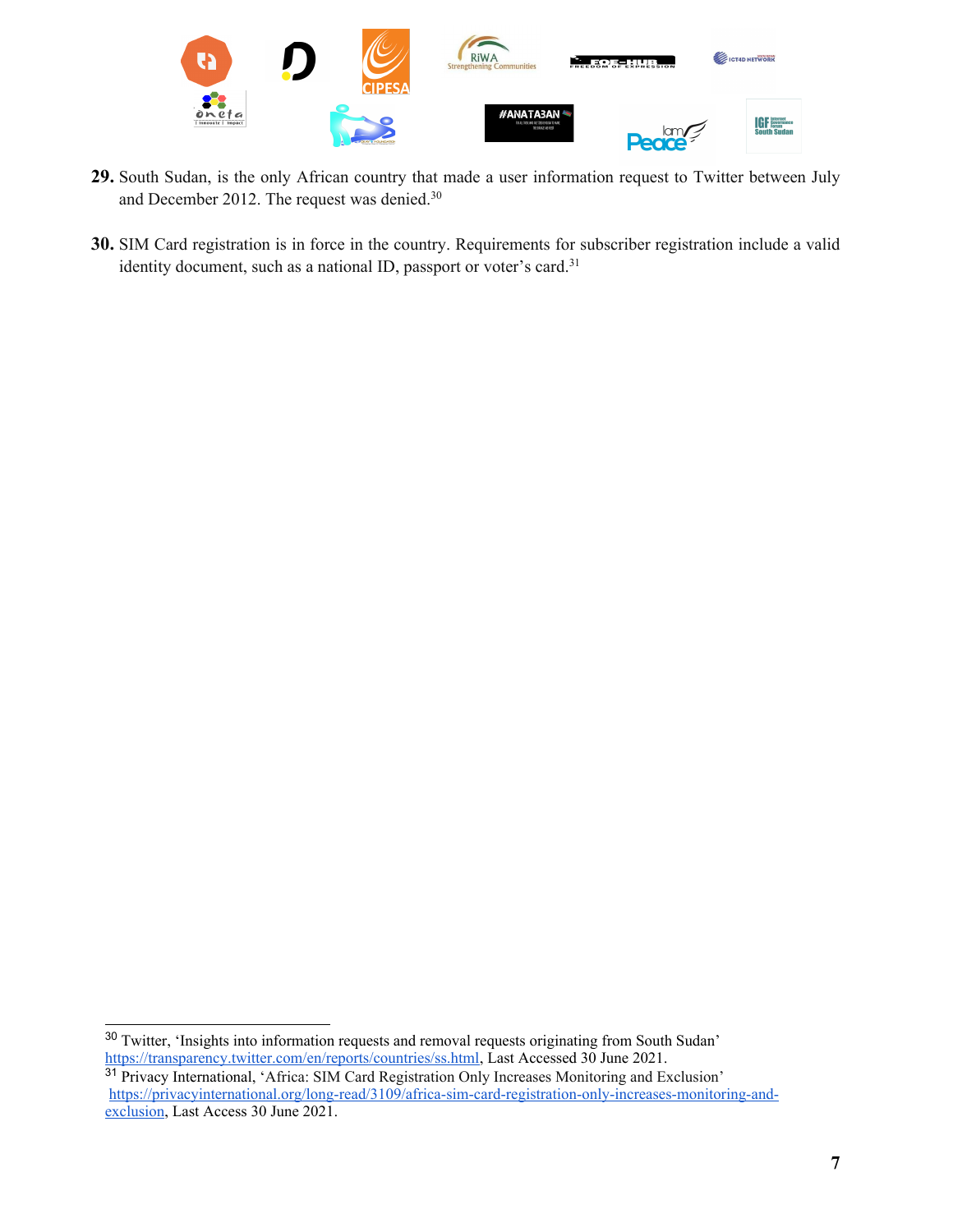**29.** South Sudan, is the only African country that made a user information request to Twitter between July and December 2012. The request was denied.[30]

**30.** SIM Card registration is in force in the country. Requirements for subscriber registration include a valid identity document, such as a national ID, passport or voter's card.[31]

---

[30] Twitter, 'Insights into information requests and removal requests originating from South Sudan' https://transparency.twitter.com/en/reports/countries/ss.html, Last Accessed 30 June 2021.

[31] Privacy International, 'Africa: SIM Card Registration Only Increases Monitoring and Exclusion' https://privacyinternational.org/long-read/3109/africa-sim-card-registration-only-increases-monitoring-and-exclusion, Last Access 30 June 2021.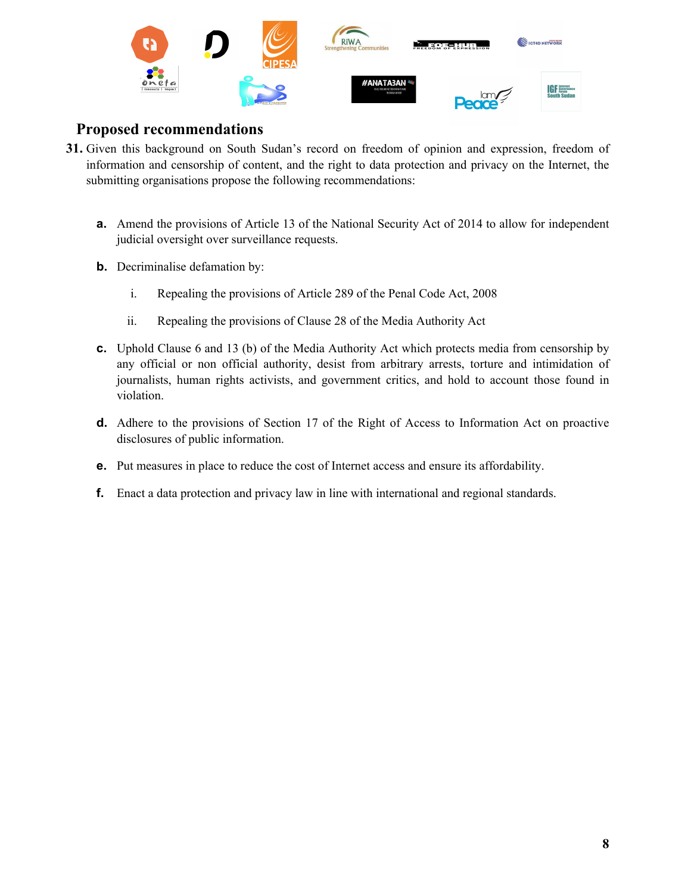## Proposed recommendations

**31.** Given this background on South Sudan's record on freedom of opinion and expression, freedom of information and censorship of content, and the right to data protection and privacy on the Internet, the submitting organisations propose the following recommendations:

a. Amend the provisions of Article 13 of the National Security Act of 2014 to allow for independent judicial oversight over surveillance requests.

b. Decriminalise defamation by:

   i. Repealing the provisions of Article 289 of the Penal Code Act, 2008

   ii. Repealing the provisions of Clause 28 of the Media Authority Act

c. Uphold Clause 6 and 13 (b) of the Media Authority Act which protects media from censorship by any official or non official authority, desist from arbitrary arrests, torture and intimidation of journalists, human rights activists, and government critics, and hold to account those found in violation.

d. Adhere to the provisions of Section 17 of the Right of Access to Information Act on proactive disclosures of public information.

e. Put measures in place to reduce the cost of Internet access and ensure its affordability.

f. Enact a data protection and privacy law in line with international and regional standards.